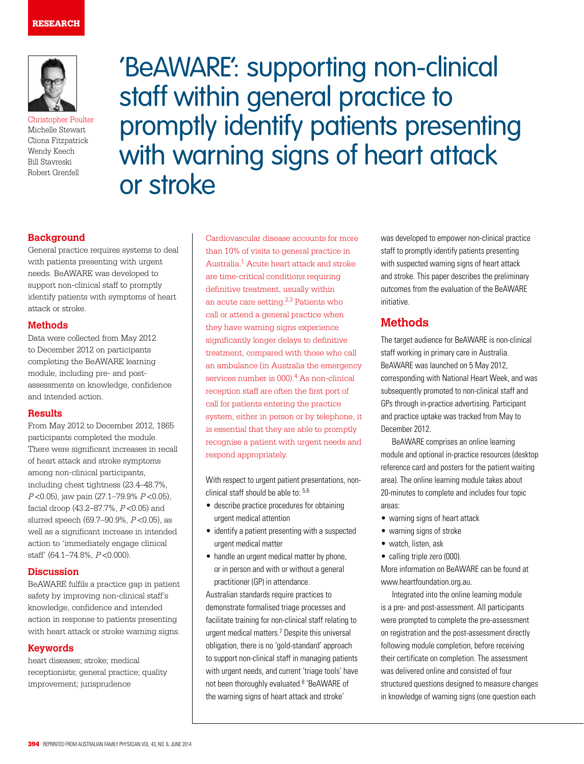RESEARCH

# 'BeAWARE': supporting non-clinical staff within general practice to promptly identify patients presenting with warning signs of heart attack or stroke

Christopher Poulter
Michelle Stewart
Cliona Fitzpatrick
Wendy Keech
Bill Stavreski
Robert Grenfell

## Background

General practice requires systems to deal with patients presenting with urgent needs. BeAWARE was developed to support non-clinical staff to promptly identify patients with symptoms of heart attack or stroke.

## Methods

Data were collected from May 2012 to December 2012 on participants completing the BeAWARE learning module, including pre- and post-assessments on knowledge, confidence and intended action.

## Results

From May 2012 to December 2012, 1865 participants completed the module. There were significant increases in recall of heart attack and stroke symptoms among non-clinical participants, including chest tightness (23.4–48.7%, $P<0.05$), jaw pain (27.1–79.9% $P<0.05$), facial droop (43.2–87.7%, $P<0.05$) and slurred speech (69.7–90.9%, $P<0.05$), as well as a significant increase in intended action to 'immediately engage clinical staff' (64.1–74.8%, $P<0.000$).

## Discussion

BeAWARE fulfils a practice gap in patient safety by improving non-clinical staff's knowledge, confidence and intended action in response to patients presenting with heart attack or stroke warning signs.

## Keywords

heart diseases; stroke; medical receptionists; general practice; quality improvement; jurisprudence

Cardiovascular disease accounts for more than 10% of visits to general practice in Australia.[1] Acute heart attack and stroke are time-critical conditions requiring definitive treatment, usually within an acute care setting.[2,3] Patients who call or attend a general practice when they have warning signs experience significantly longer delays to definitive treatment, compared with those who call an ambulance (in Australia the emergency services number is 000).[4] As non-clinical reception staff are often the first port of call for patients entering the practice system, either in person or by telephone, it is essential that they are able to promptly recognise a patient with urgent needs and respond appropriately.

With respect to urgent patient presentations, non-clinical staff should be able to:[5,6]

- describe practice procedures for obtaining urgent medical attention
- identify a patient presenting with a suspected urgent medical matter
- handle an urgent medical matter by phone, or in person and with or without a general practitioner (GP) in attendance.

Australian standards require practices to demonstrate formalised triage processes and facilitate training for non-clinical staff relating to urgent medical matters.[7] Despite this universal obligation, there is no 'gold-standard' approach to support non-clinical staff in managing patients with urgent needs, and current 'triage tools' have not been thoroughly evaluated.[8] 'BeAWARE of the warning signs of heart attack and stroke' was developed to empower non-clinical practice staff to promptly identify patients presenting with suspected warning signs of heart attack and stroke. This paper describes the preliminary outcomes from the evaluation of the BeAWARE initiative.

## Methods

The target audience for BeAWARE is non-clinical staff working in primary care in Australia. BeAWARE was launched on 5 May 2012, corresponding with National Heart Week, and was subsequently promoted to non-clinical staff and GPs through in-practice advertising. Participant and practice uptake was tracked from May to December 2012.

BeAWARE comprises an online learning module and optional in-practice resources (desktop reference card and posters for the patient waiting area). The online learning module takes about 20-minutes to complete and includes four topic areas:

- warning signs of heart attack
- warning signs of stroke
- watch, listen, ask
- calling triple zero (000).

More information on BeAWARE can be found at www.heartfoundation.org.au.

Integrated into the online learning module is a pre- and post-assessment. All participants were prompted to complete the pre-assessment on registration and the post-assessment directly following module completion, before receiving their certificate on completion. The assessment was delivered online and consisted of four structured questions designed to measure changes in knowledge of warning signs (one question each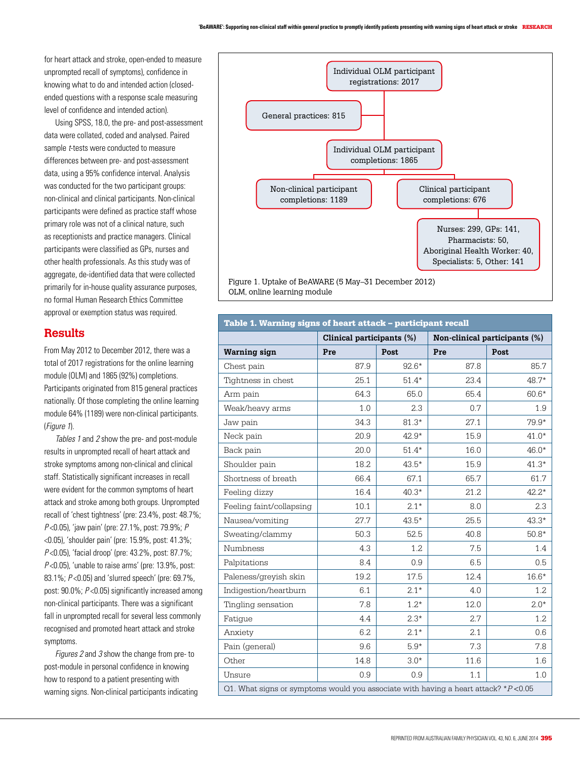for heart attack and stroke, open-ended to measure unprompted recall of symptoms), confidence in knowing what to do and intended action (closed-ended questions with a response scale measuring level of confidence and intended action).

Using SPSS, 18.0, the pre- and post-assessment data were collated, coded and analysed. Paired sample *t*-tests were conducted to measure differences between pre- and post-assessment data, using a 95% confidence interval. Analysis was conducted for the two participant groups: non-clinical and clinical participants. Non-clinical participants were defined as practice staff whose primary role was not of a clinical nature, such as receptionists and practice managers. Clinical participants were classified as GPs, nurses and other health professionals. As this study was of aggregate, de-identified data that were collected primarily for in-house quality assurance purposes, no formal Human Research Ethics Committee approval or exemption status was required.

## Results

From May 2012 to December 2012, there was a total of 2017 registrations for the online learning module (OLM) and 1865 (92%) completions. Participants originated from 815 general practices nationally. Of those completing the online learning module 64% (1189) were non-clinical participants. (*Figure 1*).

*Tables 1* and *2* show the pre- and post-module results in unprompted recall of heart attack and stroke symptoms among non-clinical and clinical staff. Statistically significant increases in recall were evident for the common symptoms of heart attack and stroke among both groups. Unprompted recall of 'chest tightness' (pre: 23.4%, post: 48.7%; $P<0.05$), 'jaw pain' (pre: 27.1%, post: 79.9%; $P<0.05$), 'shoulder pain' (pre: 15.9%, post: 41.3%; $P<0.05$), 'facial droop' (pre: 43.2%, post: 87.7%; $P<0.05$), 'unable to raise arms' (pre: 13.9%, post: 83.1%; $P<0.05$) and 'slurred speech' (pre: 69.7%, post: 90.0%; $P<0.05$) significantly increased among non-clinical participants. There was a significant fall in unprompted recall for several less commonly recognised and promoted heart attack and stroke symptoms.

*Figures 2* and *3* show the change from pre- to post-module in personal confidence in knowing how to respond to a patient presenting with warning signs. Non-clinical participants indicating

Individual OLM participant registrations: 2017

General practices: 815

Individual OLM participant completions: 1865

Non-clinical participant completions: 1189

Clinical participant completions: 676

Nurses: 299, GPs: 141, Pharmacists: 50, Aboriginal Health Worker: 40, Specialists: 5, Other: 141

Figure 1. Uptake of BeAWARE (5 May–31 December 2012)
OLM, online learning module

**Table 1. Warning signs of heart attack – participant recall**

| | Clinical participants (%) | | Non-clinical participants (%) | |
|---|---|---|---|---|
| **Warning sign** | **Pre** | **Post** | **Pre** | **Post** |
| Chest pain | 87.9 | 92.6* | 87.8 | 85.7 |
| Tightness in chest | 25.1 | 51.4* | 23.4 | 48.7* |
| Arm pain | 64.3 | 65.0 | 65.4 | 60.6* |
| Weak/heavy arms | 1.0 | 2.3 | 0.7 | 1.9 |
| Jaw pain | 34.3 | 81.3* | 27.1 | 79.9* |
| Neck pain | 20.9 | 42.9* | 15.9 | 41.0* |
| Back pain | 20.0 | 51.4* | 16.0 | 46.0* |
| Shoulder pain | 18.2 | 43.5* | 15.9 | 41.3* |
| Shortness of breath | 66.4 | 67.1 | 65.7 | 61.7 |
| Feeling dizzy | 16.4 | 40.3* | 21.2 | 42.2* |
| Feeling faint/collapsing | 10.1 | 2.1* | 8.0 | 2.3 |
| Nausea/vomiting | 27.7 | 43.5* | 25.5 | 43.3* |
| Sweating/clammy | 50.3 | 52.5 | 40.8 | 50.8* |
| Numbness | 4.3 | 1.2 | 7.5 | 1.4 |
| Palpitations | 8.4 | 0.9 | 6.5 | 0.5 |
| Paleness/greyish skin | 19.2 | 17.5 | 12.4 | 16.6* |
| Indigestion/heartburn | 6.1 | 2.1* | 4.0 | 1.2 |
| Tingling sensation | 7.8 | 1.2* | 12.0 | 2.0* |
| Fatigue | 4.4 | 2.3* | 2.7 | 1.2 |
| Anxiety | 6.2 | 2.1* | 2.1 | 0.6 |
| Pain (general) | 9.6 | 5.9* | 7.3 | 7.8 |
| Other | 14.8 | 3.0* | 11.6 | 1.6 |
| Unsure | 0.9 | 0.9 | 1.1 | 1.0 |

Q1. What signs or symptoms would you associate with having a heart attack? *$P<0.05$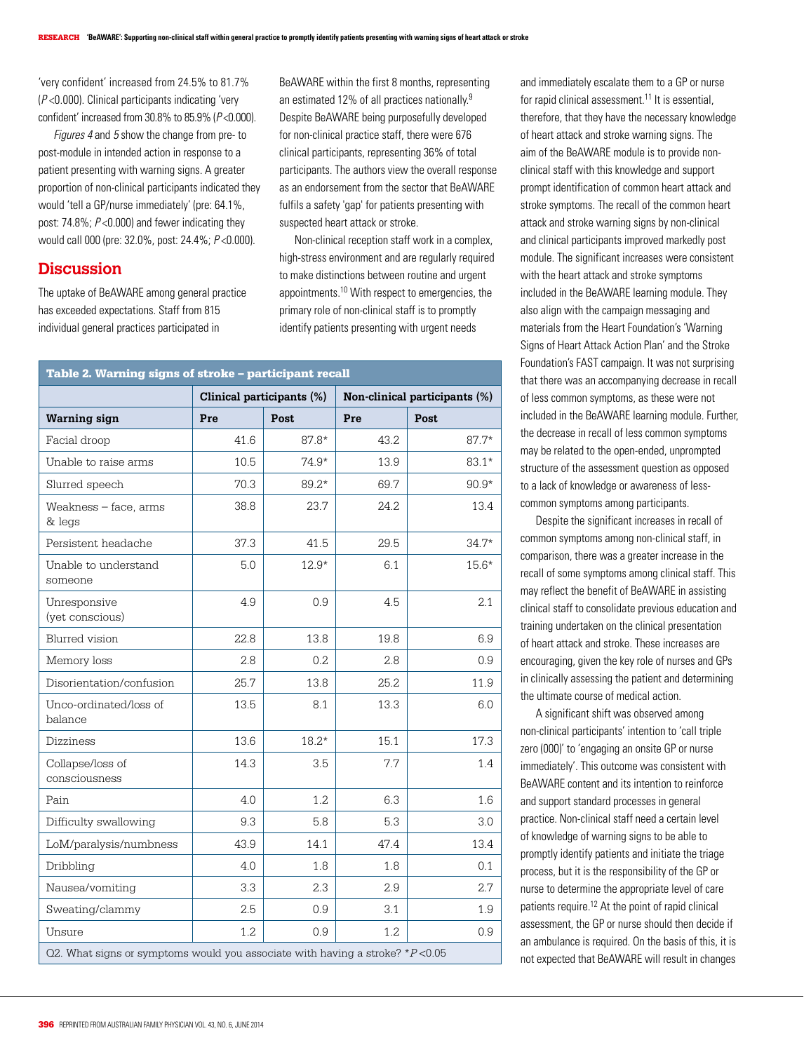'very confident' increased from 24.5% to 81.7% ($P$<0.000). Clinical participants indicating 'very confident' increased from 30.8% to 85.9% ($P$<0.000).

*Figures 4* and *5* show the change from pre- to post-module in intended action in response to a patient presenting with warning signs. A greater proportion of non-clinical participants indicated they would 'tell a GP/nurse immediately' (pre: 64.1%, post: 74.8%; $P$<0.000) and fewer indicating they would call 000 (pre: 32.0%, post: 24.4%; $P$<0.000).

## Discussion

The uptake of BeAWARE among general practice has exceeded expectations. Staff from 815 individual general practices participated in BeAWARE within the first 8 months, representing an estimated 12% of all practices nationally.[9] Despite BeAWARE being purposefully developed for non-clinical practice staff, there were 676 clinical participants, representing 36% of total participants. The authors view the overall response as an endorsement from the sector that BeAWARE fulfils a safety 'gap' for patients presenting with suspected heart attack or stroke.

Non-clinical reception staff work in a complex, high-stress environment and are regularly required to make distinctions between routine and urgent appointments.[10] With respect to emergencies, the primary role of non-clinical staff is to promptly identify patients presenting with urgent needs and immediately escalate them to a GP or nurse for rapid clinical assessment.[11] It is essential, therefore, that they have the necessary knowledge of heart attack and stroke warning signs. The aim of the BeAWARE module is to provide non-clinical staff with this knowledge and support prompt identification of common heart attack and stroke symptoms. The recall of the common heart attack and stroke warning signs by non-clinical and clinical participants improved markedly post module. The significant increases were consistent with the heart attack and stroke symptoms included in the BeAWARE learning module. They also align with the campaign messaging and materials from the Heart Foundation's 'Warning Signs of Heart Attack Action Plan' and the Stroke Foundation's FAST campaign. It was not surprising that there was an accompanying decrease in recall of less common symptoms, as these were not included in the BeAWARE learning module. Further, the decrease in recall of less common symptoms may be related to the open-ended, unprompted structure of the assessment question as opposed to a lack of knowledge or awareness of less-common symptoms among participants.

Despite the significant increases in recall of common symptoms among non-clinical staff, in comparison, there was a greater increase in the recall of some symptoms among clinical staff. This may reflect the benefit of BeAWARE in assisting clinical staff to consolidate previous education and training undertaken on the clinical presentation of heart attack and stroke. These increases are encouraging, given the key role of nurses and GPs in clinically assessing the patient and determining the ultimate course of medical action.

A significant shift was observed among non-clinical participants' intention to 'call triple zero (000)' to 'engaging an onsite GP or nurse immediately'. This outcome was consistent with BeAWARE content and its intention to reinforce and support standard processes in general practice. Non-clinical staff need a certain level of knowledge of warning signs to be able to promptly identify patients and initiate the triage process, but it is the responsibility of the GP or nurse to determine the appropriate level of care patients require.[12] At the point of rapid clinical assessment, the GP or nurse should then decide if an ambulance is required. On the basis of this, it is not expected that BeAWARE will result in changes

**Table 2. Warning signs of stroke – participant recall**

| | Clinical participants (%) | | Non-clinical participants (%) | |
|---|---|---|---|---|
| **Warning sign** | **Pre** | **Post** | **Pre** | **Post** |
| Facial droop | 41.6 | 87.8* | 43.2 | 87.7* |
| Unable to raise arms | 10.5 | 74.9* | 13.9 | 83.1* |
| Slurred speech | 70.3 | 89.2* | 69.7 | 90.9* |
| Weakness – face, arms & legs | 38.8 | 23.7 | 24.2 | 13.4 |
| Persistent headache | 37.3 | 41.5 | 29.5 | 34.7* |
| Unable to understand someone | 5.0 | 12.9* | 6.1 | 15.6* |
| Unresponsive (yet conscious) | 4.9 | 0.9 | 4.5 | 2.1 |
| Blurred vision | 22.8 | 13.8 | 19.8 | 6.9 |
| Memory loss | 2.8 | 0.2 | 2.8 | 0.9 |
| Disorientation/confusion | 25.7 | 13.8 | 25.2 | 11.9 |
| Unco-ordinated/loss of balance | 13.5 | 8.1 | 13.3 | 6.0 |
| Dizziness | 13.6 | 18.2* | 15.1 | 17.3 |
| Collapse/loss of consciousness | 14.3 | 3.5 | 7.7 | 1.4 |
| Pain | 4.0 | 1.2 | 6.3 | 1.6 |
| Difficulty swallowing | 9.3 | 5.8 | 5.3 | 3.0 |
| LoM/paralysis/numbness | 43.9 | 14.1 | 47.4 | 13.4 |
| Dribbling | 4.0 | 1.8 | 1.8 | 0.1 |
| Nausea/vomiting | 3.3 | 2.3 | 2.9 | 2.7 |
| Sweating/clammy | 2.5 | 0.9 | 3.1 | 1.9 |
| Unsure | 1.2 | 0.9 | 1.2 | 0.9 |

Q2. What signs or symptoms would you associate with having a stroke? *$P$<0.05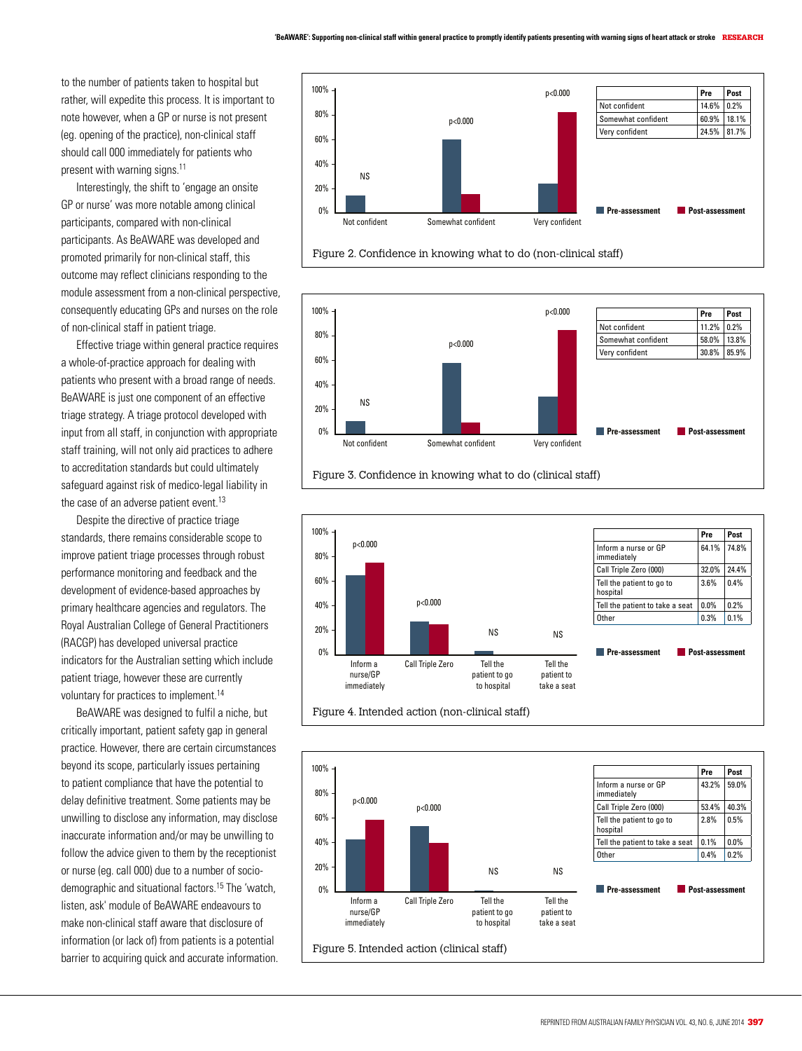to the number of patients taken to hospital but rather, will expedite this process. It is important to note however, when a GP or nurse is not present (eg. opening of the practice), non-clinical staff should call 000 immediately for patients who present with warning signs.[11]

Interestingly, the shift to 'engage an onsite GP or nurse' was more notable among clinical participants, compared with non-clinical participants. As BeAWARE was developed and promoted primarily for non-clinical staff, this outcome may reflect clinicians responding to the module assessment from a non-clinical perspective, consequently educating GPs and nurses on the role of non-clinical staff in patient triage.

Effective triage within general practice requires a whole-of-practice approach for dealing with patients who present with a broad range of needs. BeAWARE is just one component of an effective triage strategy. A triage protocol developed with input from all staff, in conjunction with appropriate staff training, will not only aid practices to adhere to accreditation standards but could ultimately safeguard against risk of medico-legal liability in the case of an adverse patient event.[13]

Despite the directive of practice triage standards, there remains considerable scope to improve patient triage processes through robust performance monitoring and feedback and the development of evidence-based approaches by primary healthcare agencies and regulators. The Royal Australian College of General Practitioners (RACGP) has developed universal practice indicators for the Australian setting which include patient triage, however these are currently voluntary for practices to implement.[14]

BeAWARE was designed to fulfil a niche, but critically important, patient safety gap in general practice. However, there are certain circumstances beyond its scope, particularly issues pertaining to patient compliance that have the potential to delay definitive treatment. Some patients may be unwilling to disclose any information, may disclose inaccurate information and/or may be unwilling to follow the advice given to them by the receptionist or nurse (eg. call 000) due to a number of socio-demographic and situational factors.[15] The 'watch, listen, ask' module of BeAWARE endeavours to make non-clinical staff aware that disclosure of information (or lack of) from patients is a potential barrier to acquiring quick and accurate information.

| | Pre | Post |
|---|---|---|
| Not confident | 14.6% | 0.2% |
| Somewhat confident | 60.9% | 18.1% |
| Very confident | 24.5% | 81.7% |

Not confident: NS; Somewhat confident: $p<0.000$; Very confident: $p<0.000$

Figure 2. Confidence in knowing what to do (non-clinical staff)

| | Pre | Post |
|---|---|---|
| Not confident | 11.2% | 0.2% |
| Somewhat confident | 58.0% | 13.8% |
| Very confident | 30.8% | 85.9% |

Not confident: NS; Somewhat confident: $p<0.000$; Very confident: $p<0.000$

Figure 3. Confidence in knowing what to do (clinical staff)

| | Pre | Post |
|---|---|---|
| Inform a nurse or GP immediately | 64.1% | 74.8% |
| Call Triple Zero (000) | 32.0% | 24.4% |
| Tell the patient to go to hospital | 3.6% | 0.4% |
| Tell the patient to take a seat | 0.0% | 0.2% |
| Other | 0.3% | 0.1% |

Inform a nurse/GP immediately: $p<0.000$; Call Triple Zero: $p<0.000$; Tell the patient to go to hospital: NS; Tell the patient to take a seat: NS

Figure 4. Intended action (non-clinical staff)

| | Pre | Post |
|---|---|---|
| Inform a nurse or GP immediately | 43.2% | 59.0% |
| Call Triple Zero (000) | 53.4% | 40.3% |
| Tell the patient to go to hospital | 2.8% | 0.5% |
| Tell the patient to take a seat | 0.1% | 0.0% |
| Other | 0.4% | 0.2% |

Inform a nurse/GP immediately: $p<0.000$; Call Triple Zero: $p<0.000$; Tell the patient to go to hospital: NS; Tell the patient to take a seat: NS

Figure 5. Intended action (clinical staff)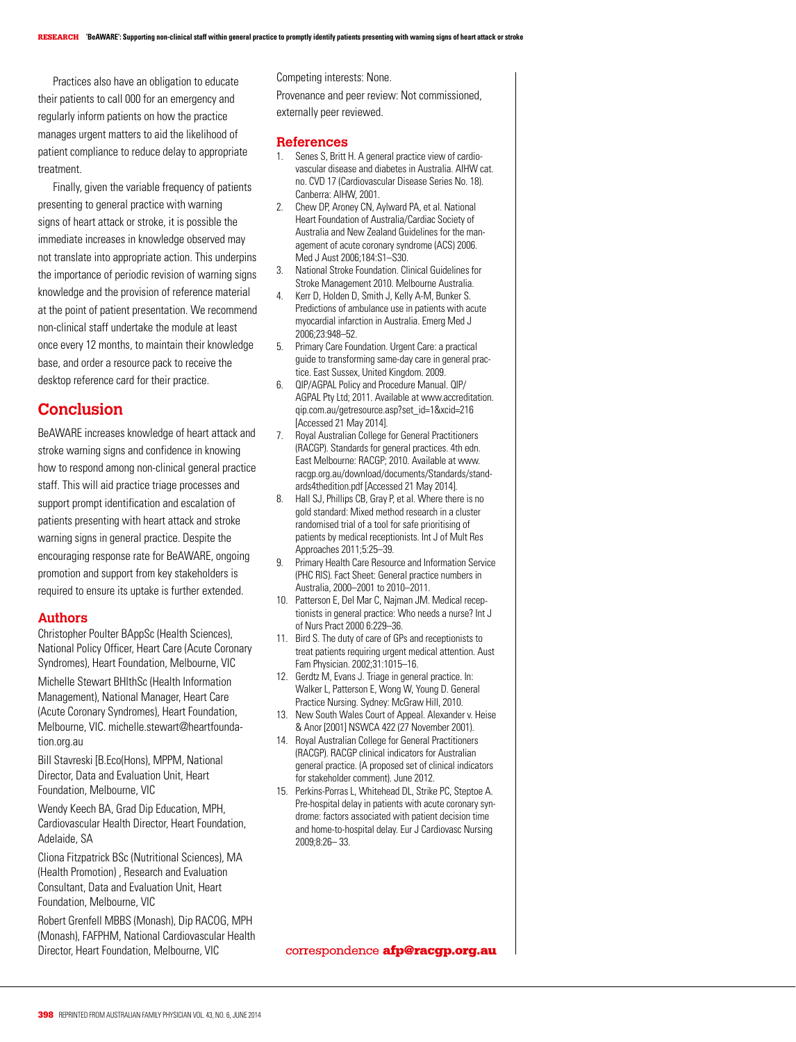Practices also have an obligation to educate their patients to call 000 for an emergency and regularly inform patients on how the practice manages urgent matters to aid the likelihood of patient compliance to reduce delay to appropriate treatment.

Finally, given the variable frequency of patients presenting to general practice with warning signs of heart attack or stroke, it is possible the immediate increases in knowledge observed may not translate into appropriate action. This underpins the importance of periodic revision of warning signs knowledge and the provision of reference material at the point of patient presentation. We recommend non-clinical staff undertake the module at least once every 12 months, to maintain their knowledge base, and order a resource pack to receive the desktop reference card for their practice.

## Conclusion

BeAWARE increases knowledge of heart attack and stroke warning signs and confidence in knowing how to respond among non-clinical general practice staff. This will aid practice triage processes and support prompt identification and escalation of patients presenting with heart attack and stroke warning signs in general practice. Despite the encouraging response rate for BeAWARE, ongoing promotion and support from key stakeholders is required to ensure its uptake is further extended.

### Authors

Christopher Poulter BAppSc (Health Sciences), National Policy Officer, Heart Care (Acute Coronary Syndromes), Heart Foundation, Melbourne, VIC

Michelle Stewart BHlthSc (Health Information Management), National Manager, Heart Care (Acute Coronary Syndromes), Heart Foundation, Melbourne, VIC. michelle.stewart@heartfoundation.org.au

Bill Stavreski [B.Eco(Hons), MPPM, National Director, Data and Evaluation Unit, Heart Foundation, Melbourne, VIC

Wendy Keech BA, Grad Dip Education, MPH, Cardiovascular Health Director, Heart Foundation, Adelaide, SA

Cliona Fitzpatrick BSc (Nutritional Sciences), MA (Health Promotion) , Research and Evaluation Consultant, Data and Evaluation Unit, Heart Foundation, Melbourne, VIC

Robert Grenfell MBBS (Monash), Dip RACOG, MPH (Monash), FAFPHM, National Cardiovascular Health Director, Heart Foundation, Melbourne, VIC

Competing interests: None.

Provenance and peer review: Not commissioned, externally peer reviewed.

### References

1. Senes S, Britt H. A general practice view of cardiovascular disease and diabetes in Australia. AIHW cat. no. CVD 17 (Cardiovascular Disease Series No. 18). Canberra: AIHW, 2001.
2. Chew DP, Aroney CN, Aylward PA, et al. National Heart Foundation of Australia/Cardiac Society of Australia and New Zealand Guidelines for the management of acute coronary syndrome (ACS) 2006. Med J Aust 2006;184:S1–S30.
3. National Stroke Foundation. Clinical Guidelines for Stroke Management 2010. Melbourne Australia.
4. Kerr D, Holden D, Smith J, Kelly A-M, Bunker S. Predictions of ambulance use in patients with acute myocardial infarction in Australia. Emerg Med J 2006;23:948–52.
5. Primary Care Foundation. Urgent Care: a practical guide to transforming same-day care in general practice. East Sussex, United Kingdom. 2009.
6. QIP/AGPAL Policy and Procedure Manual. QIP/AGPAL Pty Ltd; 2011. Available at www.accreditation.qip.com.au/getresource.asp?set_id=1&xcid=216 [Accessed 21 May 2014].
7. Royal Australian College for General Practitioners (RACGP). Standards for general practices. 4th edn. East Melbourne: RACGP; 2010. Available at www.racgp.org.au/download/documents/Standards/standards4thedition.pdf [Accessed 21 May 2014].
8. Hall SJ, Phillips CB, Gray P, et al. Where there is no gold standard: Mixed method research in a cluster randomised trial of a tool for safe prioritising of patients by medical receptionists. Int J of Mult Res Approaches 2011;5:25–39.
9. Primary Health Care Resource and Information Service (PHC RIS). Fact Sheet: General practice numbers in Australia, 2000–2001 to 2010–2011.
10. Patterson E, Del Mar C, Najman JM. Medical receptionists in general practice: Who needs a nurse? Int J of Nurs Pract 2000 6:229–36.
11. Bird S. The duty of care of GPs and receptionists to treat patients requiring urgent medical attention. Aust Fam Physician. 2002;31:1015–16.
12. Gerdtz M, Evans J. Triage in general practice. In: Walker L, Patterson E, Wong W, Young D. General Practice Nursing. Sydney: McGraw Hill, 2010.
13. New South Wales Court of Appeal. Alexander v. Heise & Anor [2001] NSWCA 422 (27 November 2001).
14. Royal Australian College for General Practitioners (RACGP). RACGP clinical indicators for Australian general practice. (A proposed set of clinical indicators for stakeholder comment). June 2012.
15. Perkins-Porras L, Whitehead DL, Strike PC, Steptoe A. Pre-hospital delay in patients with acute coronary syndrome: factors associated with patient decision time and home-to-hospital delay. Eur J Cardiovasc Nursing 2009;8:26– 33.

correspondence **afp@racgp.org.au**